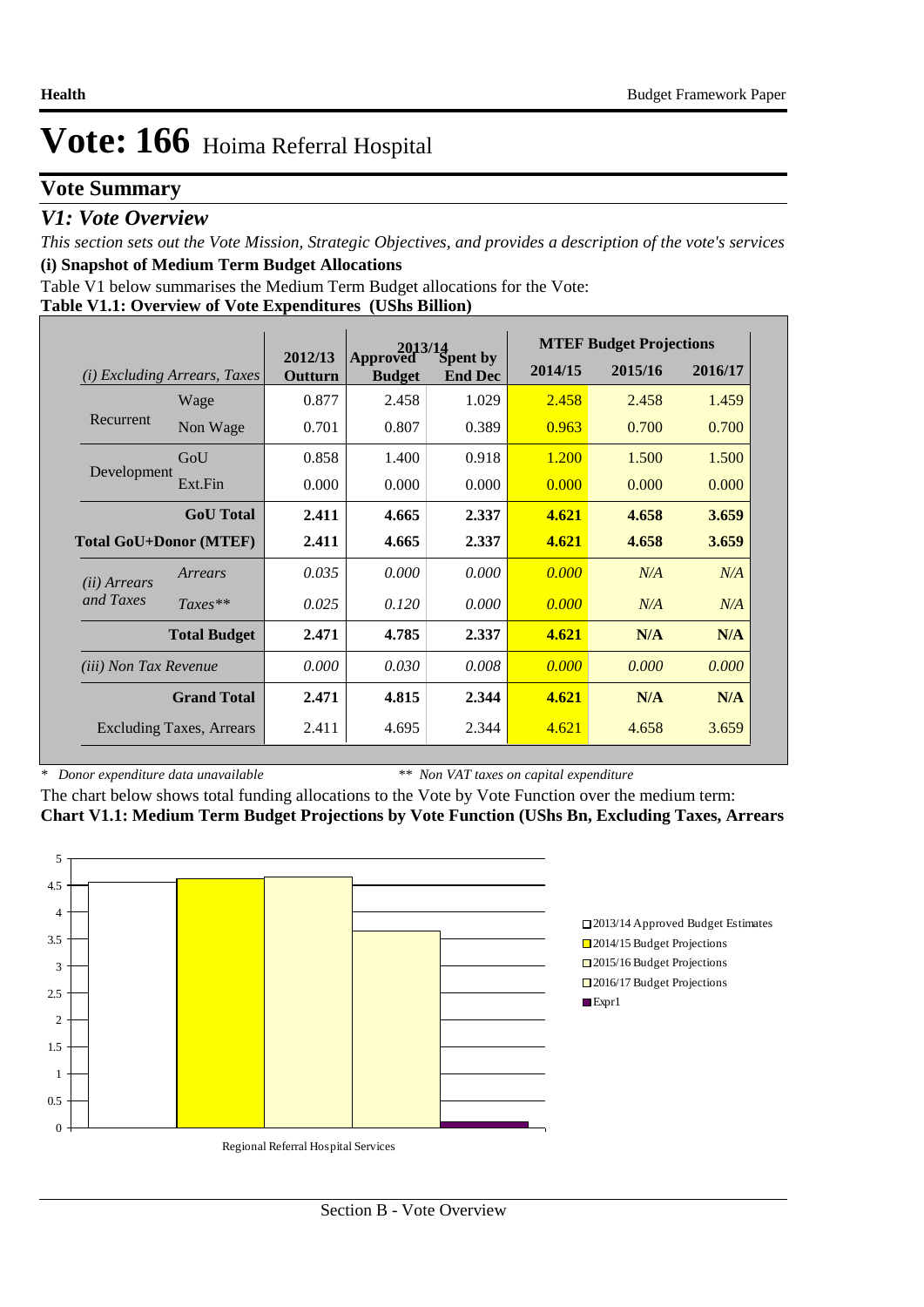# Vote: 166 Hoima Referral Hospital

## Vote Summary

### *V1: Vote Overview*

*This section sets out the Vote Mission, Strategic Objectives, and provides a description of the vote's services*

**(i) Snapshot of Medium Term Budget Allocations**

Table V1 below summarises the Medium Term Budget allocations for the Vote:

**Table V1.1: Overview of Vote Expenditures (UShs Billion)**

| *(i) Excluding Arrears, Taxes* | | 2012/13 Outturn | 2013/14 Approved Budget | 2013/14 Spent by End Dec | MTEF Budget Projections 2014/15 | 2015/16 | 2016/17 |
|---|---|---|---|---|---|---|---|
| Recurrent | Wage | 0.877 | 2.458 | 1.029 | 2.458 | 2.458 | 1.459 |
| | Non Wage | 0.701 | 0.807 | 0.389 | 0.963 | 0.700 | 0.700 |
| Development | GoU | 0.858 | 1.400 | 0.918 | 1.200 | 1.500 | 1.500 |
| | Ext.Fin | 0.000 | 0.000 | 0.000 | 0.000 | 0.000 | 0.000 |
| | **GoU Total** | **2.411** | **4.665** | **2.337** | **4.621** | **4.658** | **3.659** |
| **Total GoU+Donor (MTEF)** | | **2.411** | **4.665** | **2.337** | **4.621** | **4.658** | **3.659** |
| *(ii) Arrears and Taxes* | *Arrears* | *0.035* | *0.000* | *0.000* | *0.000* | *N/A* | *N/A* |
| | *Taxes*** | *0.025* | *0.120* | *0.000* | *0.000* | *N/A* | *N/A* |
| | **Total Budget** | **2.471** | **4.785** | **2.337** | **4.621** | **N/A** | **N/A** |
| *(iii) Non Tax Revenue* | | *0.000* | *0.030* | *0.008* | *0.000* | *0.000* | *0.000* |
| | **Grand Total** | **2.471** | **4.815** | **2.344** | **4.621** | **N/A** | **N/A** |
| | Excluding Taxes, Arrears | 2.411 | 4.695 | 2.344 | 4.621 | 4.658 | 3.659 |

\* *Donor expenditure data unavailable* ** *Non VAT taxes on capital expenditure*

The chart below shows total funding allocations to the Vote by Vote Function over the medium term:

**Chart V1.1: Medium Term Budget Projections by Vote Function (UShs Bn, Excluding Taxes, Arrears**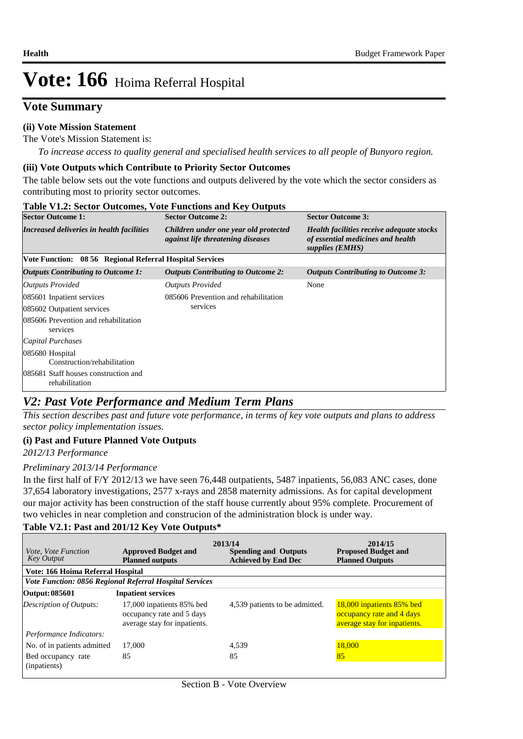# Vote: 166 Hoima Referral Hospital

## Vote Summary

### (ii) Vote Mission Statement

The Vote's Mission Statement is:

*To increase access to quality general and specialised health services to all people of Bunyoro region.*

### (iii) Vote Outputs which Contribute to Priority Sector Outcomes

The table below sets out the vote functions and outputs delivered by the vote which the sector considers as contributing most to priority sector outcomes.

**Table V1.2: Sector Outcomes, Vote Functions and Key Outputs**

| Sector Outcome 1: | Sector Outcome 2: | Sector Outcome 3: |
|---|---|---|
| ***Increased deliveries in health facilities*** | ***Children under one year old protected against life threatening diseases*** | ***Health facilities receive adequate stocks of essential medicines and health supplies (EMHS)*** |
| **Vote Function: 08 56 Regional Referral Hospital Services** | | |
| ***Outputs Contributing to Outcome 1:*** | ***Outputs Contributing to Outcome 2:*** | ***Outputs Contributing to Outcome 3:*** |
| *Outputs Provided* | *Outputs Provided* | None |
| 085601 Inpatient services | 085606 Prevention and rehabilitation services | |
| 085602 Outpatient services | | |
| 085606 Prevention and rehabilitation services | | |
| *Capital Purchases* | | |
| 085680 Hospital Construction/rehabilitation | | |
| 085681 Staff houses construction and rehabilitation | | |

## *V2: Past Vote Performance and Medium Term Plans*

*This section describes past and future vote performance, in terms of key vote outputs and plans to address sector policy implementation issues.*

### (i) Past and Future Planned Vote Outputs

*2012/13 Performance*

*Preliminary 2013/14 Performance*

In the first half of F/Y 2012/13 we have seen 76,448 outpatients, 5487 inpatients, 56,083 ANC cases, done 37,654 laboratory investigations, 2577 x-rays and 2858 maternity admissions. As for capital development our major activity has been construction of the staff house currently about 95% complete. Procurement of two vehicles in near completion and construcion of the administration block is under way.

**Table V2.1: Past and 201/12 Key Vote Outputs\***

| *Vote, Vote Function Key Output* | 2013/14 **Approved Budget and Planned outputs** | **Spending and Outputs Achieved by End Dec** | 2014/15 **Proposed Budget and Planned Outputs** |
|---|---|---|---|
| **Vote: 166 Hoima Referral Hospital** | | | |
| ***Vote Function: 0856 Regional Referral Hospital Services*** | | | |
| **Output: 085601** | **Inpatient services** | | |
| *Description of Outputs:* | 17,000 inpatients 85% bed occupancy rate and 5 days average stay for inpatients. | 4,539 patients to be admitted. | 18,000 inpatients 85% bed occupancy rate and 4 days average stay for inpatients. |
| *Performance Indicators:* | | | |
| No. of in patients admitted | 17,000 | 4,539 | 18,000 |
| Bed occupancy rate (inpatients) | 85 | 85 | 85 |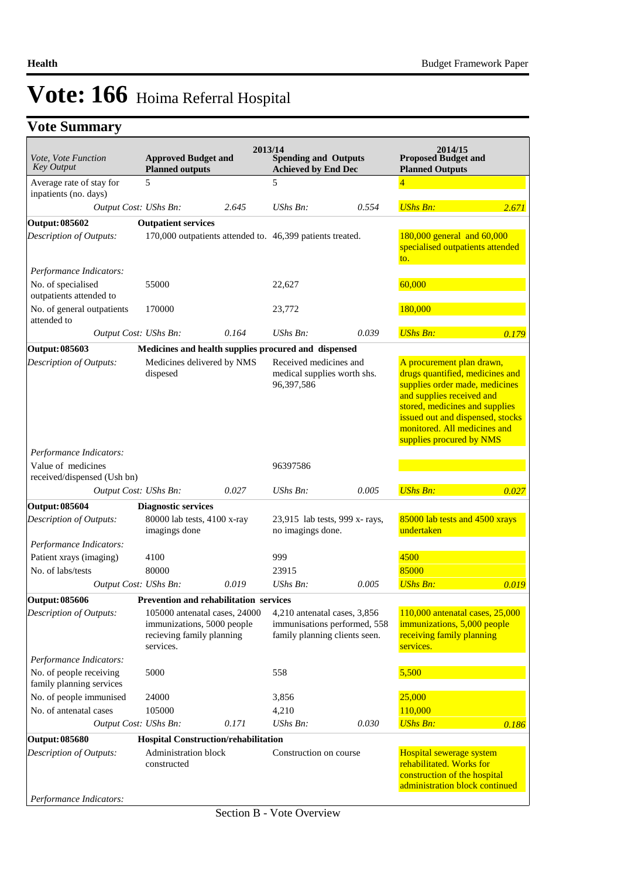# Vote: 166 Hoima Referral Hospital

## Vote Summary

| Vote, Vote Function Key Output | 2013/14 Approved Budget and Planned outputs | | 2013/14 Spending and Outputs Achieved by End Dec | | 2014/15 Proposed Budget and Planned Outputs | |
|---|---|---|---|---|---|---|
| Average rate of stay for inpatients (no. days) | 5 | | 5 | | 4 | |
| *Output Cost: UShs Bn:* | | *2.645* | *UShs Bn:* | *0.554* | *UShs Bn:* | *2.671* |
| **Output: 085602** | **Outpatient services** | | | | | |
| *Description of Outputs:* | 170,000 outpatients attended to. | | 46,399 patients treated. | | 180,000 general and 60,000 specialised outpatients attended to. | |
| *Performance Indicators:* | | | | | | |
| No. of specialised outpatients attended to | 55000 | | 22,627 | | 60,000 | |
| No. of general outpatients attended to | 170000 | | 23,772 | | 180,000 | |
| *Output Cost: UShs Bn:* | | *0.164* | *UShs Bn:* | *0.039* | *UShs Bn:* | *0.179* |
| **Output: 085603** | **Medicines and health supplies procured and dispensed** | | | | | |
| *Description of Outputs:* | Medicines delivered by NMS dispesed | | Received medicines and medical supplies worth shs. 96,397,586 | | A procurement plan drawn, drugs quantified, medicines and supplies order made, medicines and supplies received and stored, medicines and supplies issued out and dispensed, stocks monitored. All medicines and supplies procured by NMS | |
| *Performance Indicators:* | | | | | | |
| Value of medicines received/dispensed (Ush bn) | | | 96397586 | | | |
| *Output Cost: UShs Bn:* | | *0.027* | *UShs Bn:* | *0.005* | *UShs Bn:* | *0.027* |
| **Output: 085604** | **Diagnostic services** | | | | | |
| *Description of Outputs:* | 80000 lab tests, 4100 x-ray imagings done | | 23,915 lab tests, 999 x- rays, no imagings done. | | 85000 lab tests and 4500 xrays undertaken | |
| *Performance Indicators:* | | | | | | |
| Patient xrays (imaging) | 4100 | | 999 | | 4500 | |
| No. of labs/tests | 80000 | | 23915 | | 85000 | |
| *Output Cost: UShs Bn:* | | *0.019* | *UShs Bn:* | *0.005* | *UShs Bn:* | *0.019* |
| **Output: 085606** | **Prevention and rehabilitation services** | | | | | |
| *Description of Outputs:* | 105000 antenatal cases, 24000 immunizations, 5000 people recieving family planning services. | | 4,210 antenatal cases, 3,856 immunisations performed, 558 family planning clients seen. | | 110,000 antenatal cases, 25,000 immunizations, 5,000 people receiving family planning services. | |
| *Performance Indicators:* | | | | | | |
| No. of people receiving family planning services | 5000 | | 558 | | 5,500 | |
| No. of people immunised | 24000 | | 3,856 | | 25,000 | |
| No. of antenatal cases | 105000 | | 4,210 | | 110,000 | |
| *Output Cost: UShs Bn:* | | *0.171* | *UShs Bn:* | *0.030* | *UShs Bn:* | *0.186* |
| **Output: 085680** | **Hospital Construction/rehabilitation** | | | | | |
| *Description of Outputs:* | Administration block constructed | | Construction on course | | Hospital sewerage system rehabilitated. Works for construction of the hospital administration block continued | |
| *Performance Indicators:* | | | | | | |

Section B - Vote Overview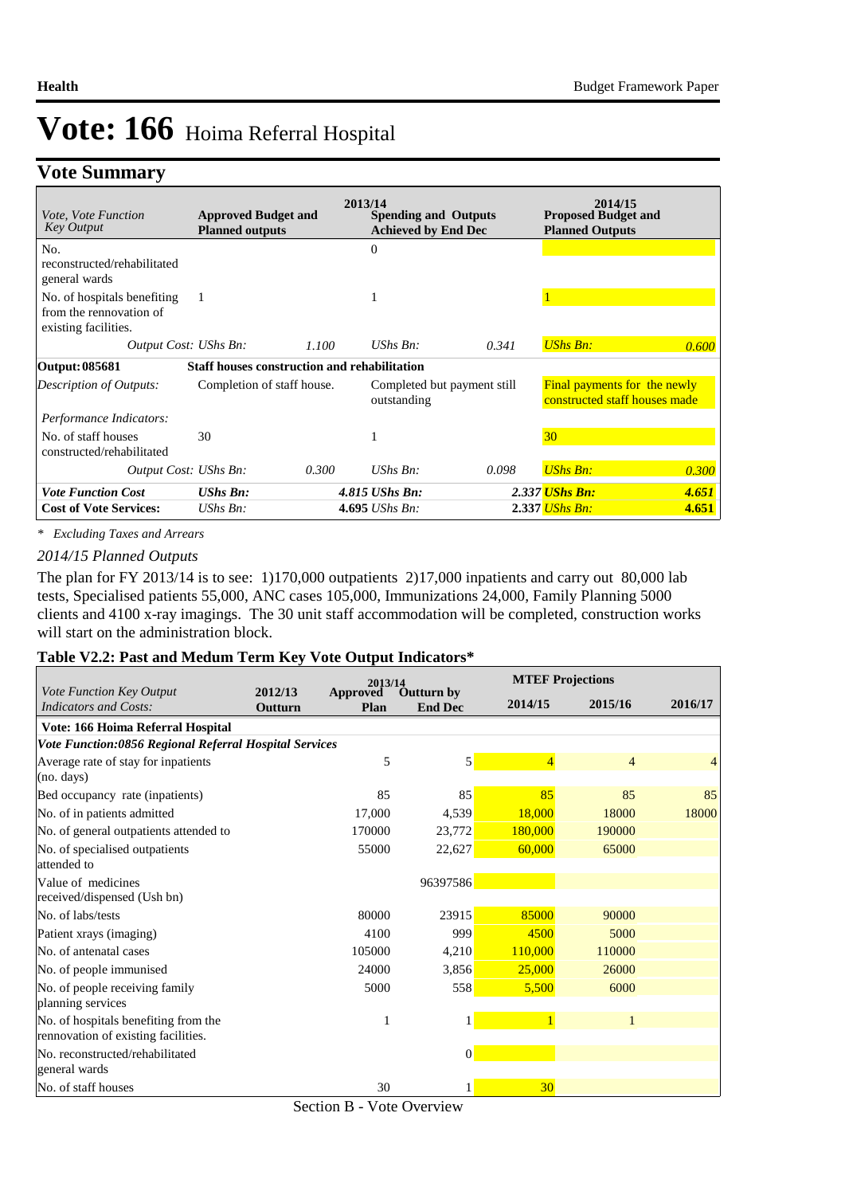Health | Budget Framework Paper

# Vote: 166 Hoima Referral Hospital

## Vote Summary

| Vote, Vote Function Key Output | 2013/14 Approved Budget and Planned outputs | | 2013/14 Spending and Outputs Achieved by End Dec | | 2014/15 Proposed Budget and Planned Outputs | |
|---|---|---|---|---|---|---|
| No. reconstructed/rehabilitated general wards | | | 0 | | | |
| No. of hospitals benefiting from the renovation of existing facilities. | 1 | | 1 | | 1 | |
| Output Cost: UShs Bn: | | 1.100 | UShs Bn: | 0.341 | UShs Bn: | 0.600 |
| **Output: 085681** | **Staff houses construction and rehabilitation** | | | | | |
| *Description of Outputs:* | Completion of staff house. | | Completed but payment still outstanding | | Final payments for the newly constructed staff houses made | |
| *Performance Indicators:* | | | | | | |
| No. of staff houses constructed/rehabilitated | 30 | | 1 | | 30 | |
| Output Cost: UShs Bn: | | 0.300 | UShs Bn: | 0.098 | UShs Bn: | 0.300 |
| ***Vote Function Cost*** | ***UShs Bn:*** | ***4.815*** | ***UShs Bn:*** | ***2.337*** | ***UShs Bn:*** | ***4.651*** |
| **Cost of Vote Services:** | *UShs Bn:* | **4.695** | *UShs Bn:* | **2.337** | *UShs Bn:* | **4.651** |

*\* Excluding Taxes and Arrears*

*2014/15 Planned Outputs*

The plan for FY 2013/14 is to see: 1)170,000 outpatients 2)17,000 inpatients and carry out 80,000 lab tests, Specialised patients 55,000, ANC cases 105,000, Immunizations 24,000, Family Planning 5000 clients and 4100 x-ray imagings. The 30 unit staff accommodation will be completed, construction works will start on the administration block.

**Table V2.2: Past and Medum Term Key Vote Output Indicators\***

| Vote Function Key Output Indicators and Costs: | 2012/13 Outturn | 2013/14 Approved Plan | 2013/14 Outturn by End Dec | MTEF Projections 2014/15 | 2015/16 | 2016/17 |
|---|---|---|---|---|---|---|
| **Vote: 166 Hoima Referral Hospital** | | | | | | |
| ***Vote Function:0856 Regional Referral Hospital Services*** | | | | | | |
| Average rate of stay for inpatients (no. days) | | 5 | 5 | 4 | 4 | 4 |
| Bed occupancy rate (inpatients) | | 85 | 85 | 85 | 85 | 85 |
| No. of in patients admitted | | 17,000 | 4,539 | 18,000 | 18000 | 18000 |
| No. of general outpatients attended to | | 170000 | 23,772 | 180,000 | 190000 | |
| No. of specialised outpatients attended to | | 55000 | 22,627 | 60,000 | 65000 | |
| Value of medicines received/dispensed (Ush bn) | | | 96397586 | | | |
| No. of labs/tests | | 80000 | 23915 | 85000 | 90000 | |
| Patient xrays (imaging) | | 4100 | 999 | 4500 | 5000 | |
| No. of antenatal cases | | 105000 | 4,210 | 110,000 | 110000 | |
| No. of people immunised | | 24000 | 3,856 | 25,000 | 26000 | |
| No. of people receiving family planning services | | 5000 | 558 | 5,500 | 6000 | |
| No. of hospitals benefiting from the rennovation of existing facilities. | | 1 | 1 | 1 | 1 | |
| No. reconstructed/rehabilitated general wards | | | 0 | | | |
| No. of staff houses | | 30 | 1 | 30 | | |

Section B - Vote Overview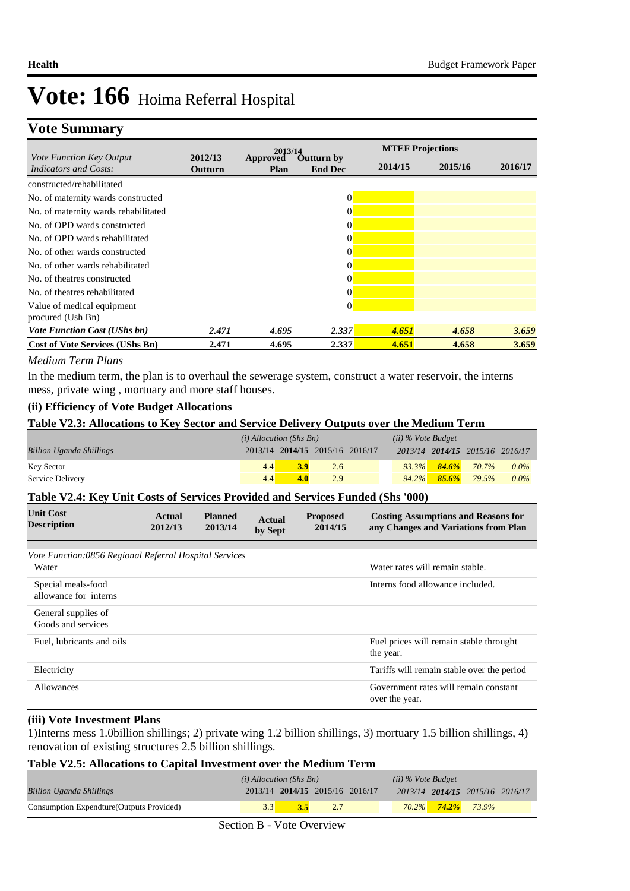# Vote: 166 Hoima Referral Hospital

## Vote Summary

| Vote Function Key Output Indicators and Costs: | 2012/13 Outturn | 2013/14 Approved Plan | 2013/14 Outturn by End Dec | 2014/15 | 2015/16 | 2016/17 |
|---|---|---|---|---|---|---|
| constructed/rehabilitated | | | | | | |
| No. of maternity wards constructed | | | 0 | | | |
| No. of maternity wards rehabilitated | | | 0 | | | |
| No. of OPD wards constructed | | | 0 | | | |
| No. of OPD wards rehabilitated | | | 0 | | | |
| No. of other wards constructed | | | 0 | | | |
| No. of other wards rehabilitated | | | 0 | | | |
| No. of theatres constructed | | | 0 | | | |
| No. of theatres rehabilitated | | | 0 | | | |
| Value of medical equipment procured (Ush Bn) | | | 0 | | | |
| ***Vote Function Cost (UShs bn)*** | *2.471* | *4.695* | *2.337* | *4.651* | *4.658* | *3.659* |
| **Cost of Vote Services (UShs Bn)** | **2.471** | **4.695** | **2.337** | **4.651** | **4.658** | **3.659** |

*Medium Term Plans*

In the medium term, the plan is to overhaul the sewerage system, construct a water reservoir, the interns mess, private wing , mortuary and more staff houses.

### (ii) Efficiency of Vote Budget Allocations

### Table V2.3: Allocations to Key Sector and Service Delivery Outputs over the Medium Term

| *Billion Uganda Shillings* | (i) Allocation (Shs Bn) 2013/14 | 2014/15 | 2015/16 | 2016/17 | (ii) % Vote Budget 2013/14 | 2014/15 | 2015/16 | 2016/17 |
|---|---|---|---|---|---|---|---|---|
| Key Sector | 4.4 | 3.9 | 2.6 | | 93.3% | 84.6% | 70.7% | 0.0% |
| Service Delivery | 4.4 | 4.0 | 2.9 | | 94.2% | 85.6% | 79.5% | 0.0% |

### Table V2.4: Key Unit Costs of Services Provided and Services Funded (Shs '000)

| Unit Cost Description | Actual 2012/13 | Planned 2013/14 | Actual by Sept | Proposed 2014/15 | Costing Assumptions and Reasons for any Changes and Variations from Plan |
|---|---|---|---|---|---|
| *Vote Function:0856 Regional Referral Hospital Services* | | | | | |
| Water | | | | | Water rates will remain stable. |
| Special meals-food allowance for interns | | | | | Interns food allowance included. |
| General supplies of Goods and services | | | | | |
| Fuel, lubricants and oils | | | | | Fuel prices will remain stable throught the year. |
| Electricity | | | | | Tariffs will remain stable over the period |
| Allowances | | | | | Government rates will remain constant over the year. |

### (iii) Vote Investment Plans

1)Interns mess 1.0billion shillings; 2) private wing 1.2 billion shillings, 3) mortuary 1.5 billion shillings, 4) renovation of existing structures 2.5 billion shillings.

### Table V2.5: Allocations to Capital Investment over the Medium Term

| *Billion Uganda Shillings* | (i) Allocation (Shs Bn) 2013/14 | 2014/15 | 2015/16 | 2016/17 | (ii) % Vote Budget 2013/14 | 2014/15 | 2015/16 | 2016/17 |
|---|---|---|---|---|---|---|---|---|
| Consumption Expendture(Outputs Provided) | 3.3 | 3.5 | 2.7 | | 70.2% | 74.2% | 73.9% | |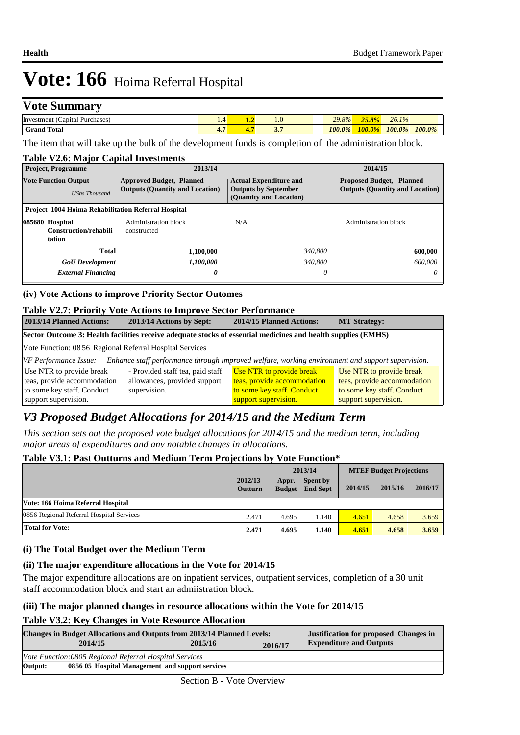# Vote: 166 Hoima Referral Hospital

## Vote Summary

| | | | | | | | |
|---|---|---|---|---|---|---|---|
| Investment (Capital Purchases) | 1.4 | 1.2 | 1.0 | 29.8% | 25.8% | 26.1% | |
| **Grand Total** | **4.7** | **4.7** | **3.7** | ***100.0%*** | ***100.0%*** | ***100.0%*** | ***100.0%*** |

The item that will take up the bulk of the development funds is completion of the administration block.

### Table V2.6: Major Capital Investments

| Project, Programme | 2013/14 | | 2014/15 |
|---|---|---|---|
| **Vote Function Output** *UShs Thousand* | **Approved Budget, Planned Outputs (Quantity and Location)** | **Actual Expenditure and Outputs by September (Quantity and Location)** | **Proposed Budget, Planned Outputs (Quantity and Location)** |
| **Project 1004 Hoima Rehabilitation Referral Hospital** | | | |
| **085680 Hospital Construction/rehabilitation** | Administration block constructed | N/A | Administration block |
| **Total** | **1,100,000** | *340,800* | **600,000** |
| ***GoU Development*** | *1,100,000* | *340,800* | *600,000* |
| ***External Financing*** | ***0*** | *0* | *0* |

### (iv) Vote Actions to improve Priority Sector Outomes

### Table V2.7: Priority Vote Actions to Improve Sector Performance

| 2013/14 Planned Actions: | 2013/14 Actions by Sept: | 2014/15 Planned Actions: | MT Strategy: |
|---|---|---|---|
| **Sector Outcome 3: Health facilities receive adequate stocks of essential medicines and health supplies (EMHS)** | | | |
| Vote Function: 08 56 Regional Referral Hospital Services | | | |
| *VF Performance Issue:* *Enhance staff performance through improved welfare, working environment and support supervision.* | | | |
| Use NTR to provide break teas, provide accommodation to some key staff. Conduct support supervision. | - Provided staff tea, paid staff allowances, provided support supervision. | Use NTR to provide break teas, provide accommodation to some key staff. Conduct support supervision. | Use NTR to provide break teas, provide accommodation to some key staff. Conduct support supervision. |

## *V3 Proposed Budget Allocations for 2014/15 and the Medium Term*

*This section sets out the proposed vote budget allocations for 2014/15 and the medium term, including major areas of expenditures and any notable changes in allocations.*

### Table V3.1: Past Outturns and Medium Term Projections by Vote Function*

| | 2012/13 Outturn | 2013/14 Appr. Budget | 2013/14 Spent by End Sept | MTEF Budget Projections 2014/15 | 2015/16 | 2016/17 |
|---|---|---|---|---|---|---|
| **Vote: 166 Hoima Referral Hospital** | | | | | | |
| 0856 Regional Referral Hospital Services | 2.471 | 4.695 | 1.140 | 4.651 | 4.658 | 3.659 |
| **Total for Vote:** | **2.471** | **4.695** | **1.140** | **4.651** | **4.658** | **3.659** |

### (i) The Total Budget over the Medium Term

### (ii) The major expenditure allocations in the Vote for 2014/15

The major expenditure allocations are on inpatient services, outpatient services, completion of a 30 unit staff accommodation block and start an admiistration block.

### (iii) The major planned changes in resource allocations within the Vote for 2014/15

### Table V3.2: Key Changes in Vote Resource Allocation

| Changes in Budget Allocations and Outputs from 2013/14 Planned Levels: 2014/15 | 2015/16 | 2016/17 | Justification for proposed Changes in Expenditure and Outputs |
|---|---|---|---|
| *Vote Function:0805 Regional Referral Hospital Services* | | | |
| **Output: 0856 05 Hospital Management and support services** | | | |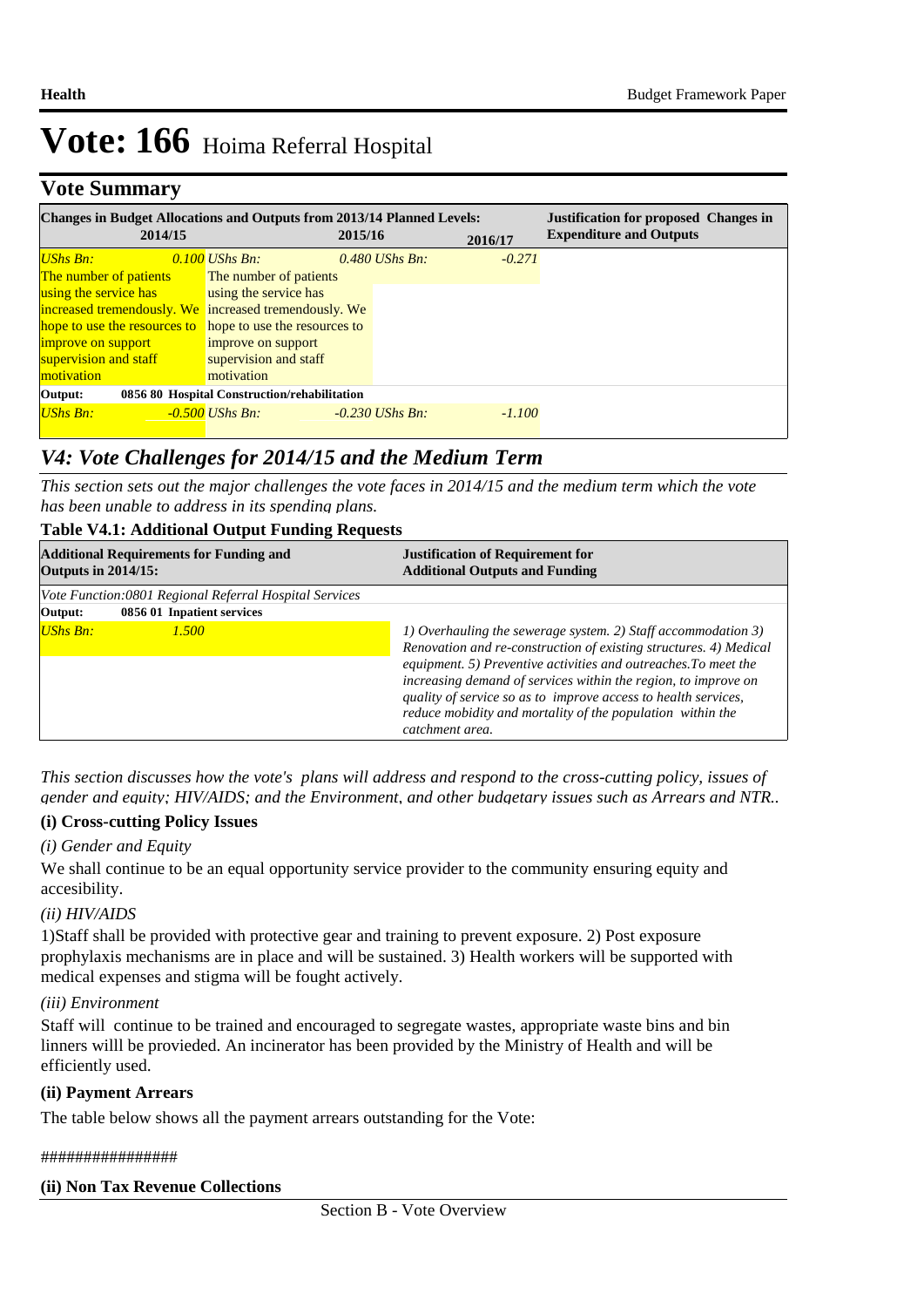# Vote: 166 Hoima Referral Hospital

## Vote Summary

| Changes in Budget Allocations and Outputs from 2013/14 Planned Levels: | | | Justification for proposed Changes in Expenditure and Outputs |
|---|---|---|---|
| **2014/15** | **2015/16** | **2016/17** | |
| *UShs Bn:* *0.100* | *UShs Bn:* *0.480* | *UShs Bn:* *-0.271* | |
| The number of patients using the service has increased tremendously. We hope to use the resources to improve on support supervision and staff motivation | The number of patients using the service has increased tremendously. We hope to use the resources to improve on support supervision and staff motivation | | |
| **Output: 0856 80 Hospital Construction/rehabilitation** | | | |
| *UShs Bn:* *-0.500* | *UShs Bn:* *-0.230* | *UShs Bn:* *-1.100* | |

## *V4: Vote Challenges for 2014/15 and the Medium Term*

*This section sets out the major challenges the vote faces in 2014/15 and the medium term which the vote has been unable to address in its spending plans.*

**Table V4.1: Additional Output Funding Requests**

| Additional Requirements for Funding and Outputs in 2014/15: | Justification of Requirement for Additional Outputs and Funding |
|---|---|
| *Vote Function:0801 Regional Referral Hospital Services* | |
| **Output: 0856 01 Inpatient services** | |
| *UShs Bn:* *1.500* | *1) Overhauling the sewerage system. 2) Staff accommodation 3) Renovation and re-construction of existing structures. 4) Medical equipment. 5) Preventive activities and outreaches.To meet the increasing demand of services within the region, to improve on quality of service so as to improve access to health services, reduce mobidity and mortality of the population within the catchment area.* |

*This section discusses how the vote's plans will address and respond to the cross-cutting policy, issues of gender and equity; HIV/AIDS; and the Environment, and other budgetary issues such as Arrears and NTR..*

**(i) Cross-cutting Policy Issues**

*(i) Gender and Equity*

We shall continue to be an equal opportunity service provider to the community ensuring equity and accesibility.

*(ii) HIV/AIDS*

1)Staff shall be provided with protective gear and training to prevent exposure. 2) Post exposure prophylaxis mechanisms are in place and will be sustained. 3) Health workers will be supported with medical expenses and stigma will be fought actively.

*(iii) Environment*

Staff will continue to be trained and encouraged to segregate wastes, appropriate waste bins and bin linners willl be provieded. An incinerator has been provided by the Ministry of Health and will be efficiently used.

**(ii) Payment Arrears**

The table below shows all the payment arrears outstanding for the Vote:

################

**(ii) Non Tax Revenue Collections**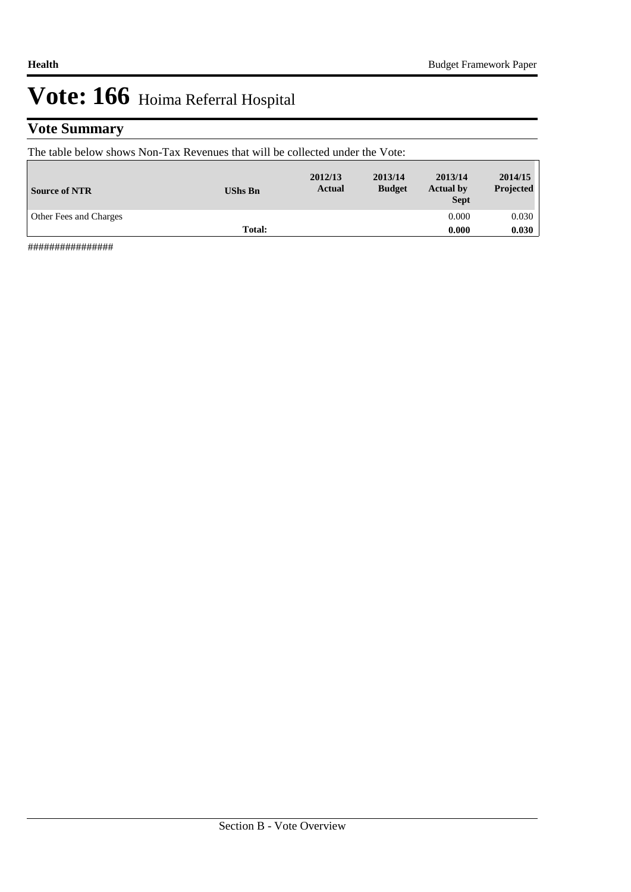# Vote: 166 Hoima Referral Hospital

## Vote Summary

The table below shows Non-Tax Revenues that will be collected under the Vote:

| Source of NTR | UShs Bn | 2012/13 Actual | 2013/14 Budget | 2013/14 Actual by Sept | 2014/15 Projected |
|---|---|---|---|---|---|
| Other Fees and Charges | | | | 0.000 | 0.030 |
| | **Total:** | | | **0.000** | **0.030** |

################